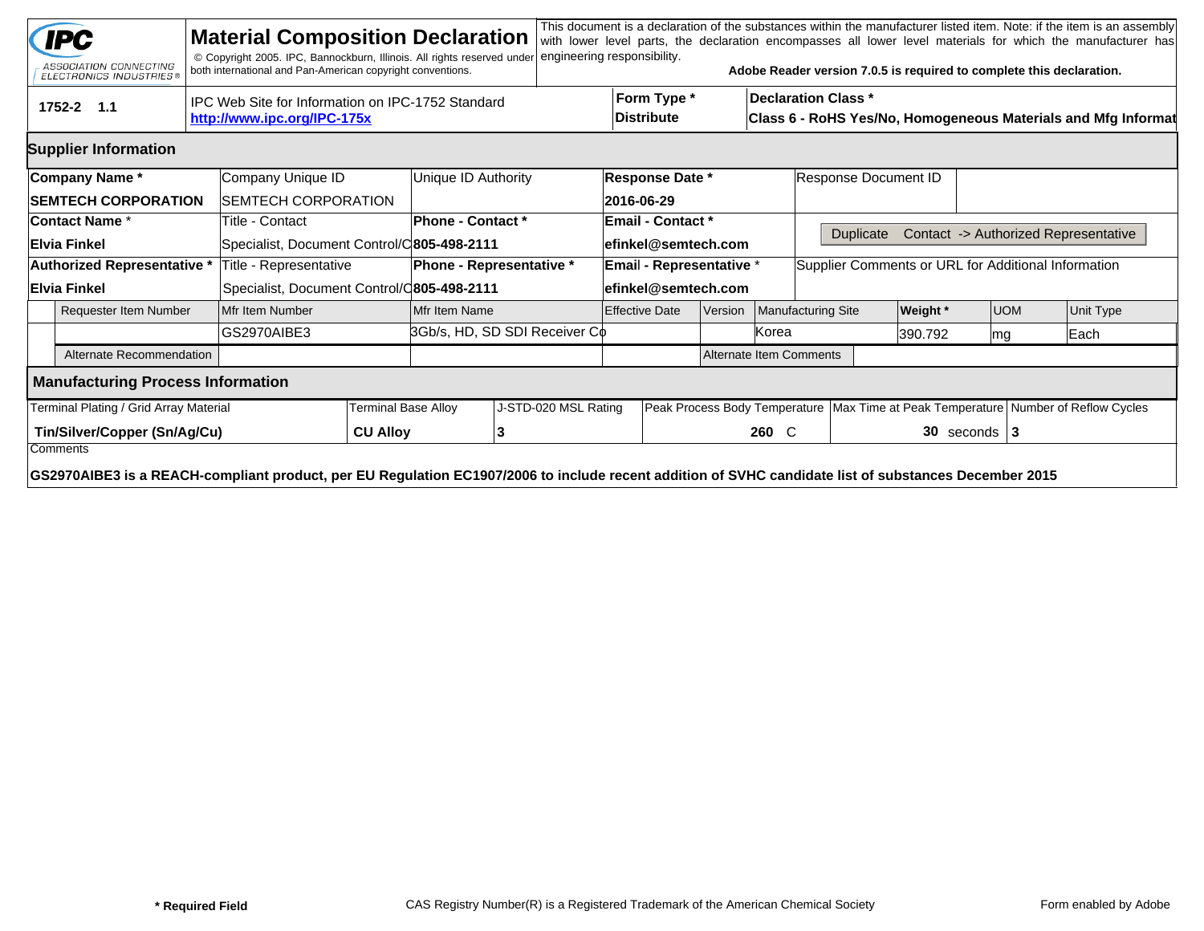# Material Composition Declaration

IPC — ASSOCIATION CONNECTING ELECTRONICS INDUSTRIES®

© Copyright 2005. IPC, Bannockburn, Illinois. All rights reserved under both international and Pan-American copyright conventions.

This document is a declaration of the substances within the manufacturer listed item. Note: if the item is an assembly with lower level parts, the declaration encompasses all lower level materials for which the manufacturer has engineering responsibility.

**Adobe Reader version 7.0.5 is required to complete this declaration.**

| 1752-2 1.1 | IPC Web Site for Information on IPC-1752 Standard **http://www.ipc.org/IPC-175x** | **Form Type *** **Distribute** | **Declaration Class *** **Class 6 - RoHS Yes/No, Homogeneous Materials and Mfg Informat** |
|---|---|---|---|

## Supplier Information

| **Company Name *** | Company Unique ID | Unique ID Authority | **Response Date *** | Response Document ID |
|---|---|---|---|---|
| **SEMTECH CORPORATION** | SEMTECH CORPORATION | | **2016-06-29** | |
| **Contact Name *** | Title - Contact | **Phone - Contact *** | **Email - Contact *** | Duplicate Contact -> Authorized Representative |
| **Elvia Finkel** | Specialist, Document Control/C | **805-498-2111** | **efinkel@semtech.com** | |
| **Authorized Representative *** | Title - Representative | **Phone - Representative *** | **Email - Representative *** | Supplier Comments or URL for Additional Information |
| **Elvia Finkel** | Specialist, Document Control/C | **805-498-2111** | **efinkel@semtech.com** | |

| Requester Item Number | Mfr Item Number | Mfr Item Name | Effective Date | Version | Manufacturing Site | **Weight *** | UOM | Unit Type |
|---|---|---|---|---|---|---|---|---|
| | GS2970AIBE3 | 3Gb/s, HD, SD SDI Receiver Co | | | Korea | 390.792 | mg | Each |
| Alternate Recommendation | | | | Alternate Item Comments | | | | |

## Manufacturing Process Information

| Terminal Plating / Grid Array Material | Terminal Base Alloy | J-STD-020 MSL Rating | Peak Process Body Temperature | Max Time at Peak Temperature | Number of Reflow Cycles |
|---|---|---|---|---|---|
| **Tin/Silver/Copper (Sn/Ag/Cu)** | **CU Alloy** | **3** | **260** C | **30** seconds | **3** |

Comments

**GS2970AIBE3 is a REACH-compliant product, per EU Regulation EC1907/2006 to include recent addition of SVHC candidate list of substances December 2015**

**\* Required Field** CAS Registry Number(R) is a Registered Trademark of the American Chemical Society Form enabled by Adobe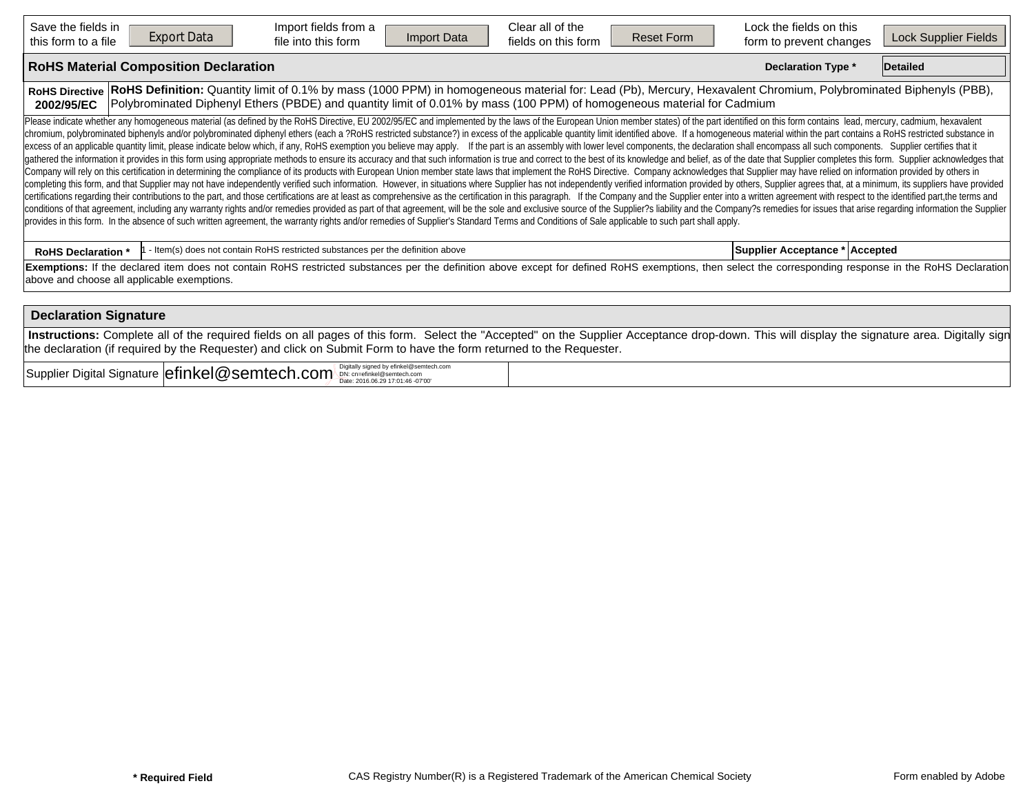| Save the fields in this form to a file | Export Data | Import fields from a file into this form | Import Data | Clear all of the fields on this form | Reset Form | Lock the fields on this form to prevent changes | Lock Supplier Fields |
|---|---|---|---|---|---|---|---|

## RoHS Material Composition Declaration

**Declaration Type *** Detailed

| **RoHS Directive 2002/95/EC** | **RoHS Definition:** Quantity limit of 0.1% by mass (1000 PPM) in homogeneous material for: Lead (Pb), Mercury, Hexavalent Chromium, Polybrominated Biphenyls (PBB), Polybrominated Diphenyl Ethers (PBDE) and quantity limit of 0.01% by mass (100 PPM) of homogeneous material for Cadmium |
|---|---|

Please indicate whether any homogeneous material (as defined by the RoHS Directive, EU 2002/95/EC and implemented by the laws of the European Union member states) of the part identified on this form contains lead, mercury, cadmium, hexavalent chromium, polybrominated biphenyls and/or polybrominated diphenyl ethers (each a ?RoHS restricted substance?) in excess of the applicable quantity limit identified above. If a homogeneous material within the part contains a RoHS restricted substance in excess of an applicable quantity limit, please indicate below which, if any, RoHS exemption you believe may apply. If the part is an assembly with lower level components, the declaration shall encompass all such components. Supplier certifies that it gathered the information it provides in this form using appropriate methods to ensure its accuracy and that such information is true and correct to the best of its knowledge and belief, as of the date that Supplier completes this form. Supplier acknowledges that Company will rely on this certification in determining the compliance of its products with European Union member state laws that implement the RoHS Directive. Company acknowledges that Supplier may have relied on information provided by others in completing this form, and that Supplier may not have independently verified such information. However, in situations where Supplier has not independently verified information provided by others, Supplier agrees that, at a minimum, its suppliers have provided certifications regarding their contributions to the part, and those certifications are at least as comprehensive as the certification in this paragraph. If the Company and the Supplier enter into a written agreement with respect to the identified part,the terms and conditions of that agreement, including any warranty rights and/or remedies provided as part of that agreement, will be the sole and exclusive source of the Supplier?s liability and the Company?s remedies for issues that arise regarding information the Supplier provides in this form. In the absence of such written agreement, the warranty rights and/or remedies of Supplier's Standard Terms and Conditions of Sale applicable to such part shall apply.

| **RoHS Declaration *** | 1 - Item(s) does not contain RoHS restricted substances per the definition above | **Supplier Acceptance *** | Accepted |
|---|---|---|---|

**Exemptions:** If the declared item does not contain RoHS restricted substances per the definition above except for defined RoHS exemptions, then select the corresponding response in the RoHS Declaration above and choose all applicable exemptions.

## Declaration Signature

**Instructions:** Complete all of the required fields on all pages of this form. Select the "Accepted" on the Supplier Acceptance drop-down. This will display the signature area. Digitally sign the declaration (if required by the Requester) and click on Submit Form to have the form returned to the Requester.

| Supplier Digital Signature | efinkel@semtech.com Digitally signed by efinkel@semtech.com DN: cn=efinkel@semtech.com Date: 2016.06.29 17:01:46 -07'00' | |
|---|---|---|

**\* Required Field** CAS Registry Number(R) is a Registered Trademark of the American Chemical Society Form enabled by Adobe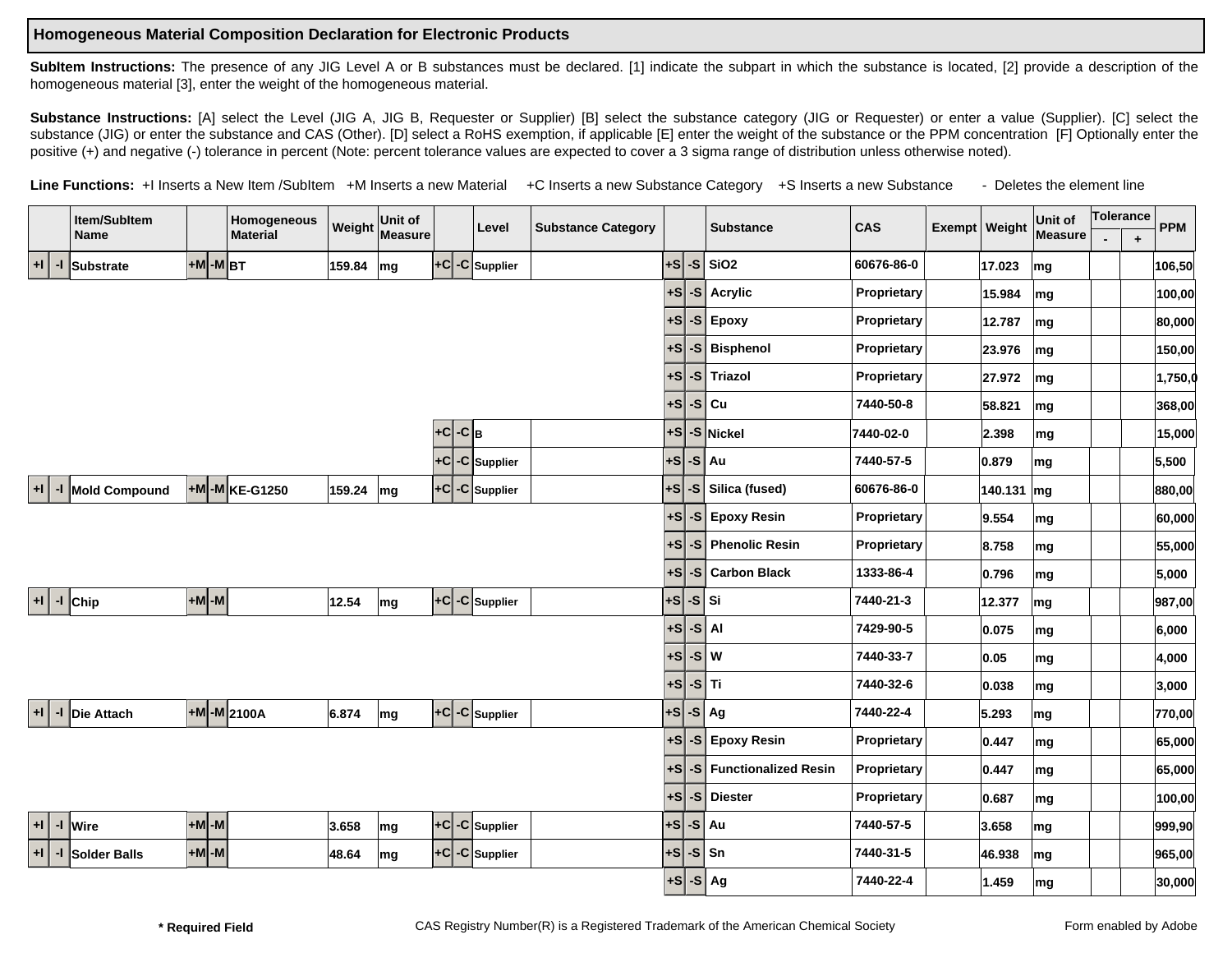## Homogeneous Material Composition Declaration for Electronic Products

**SubItem Instructions:** The presence of any JIG Level A or B substances must be declared. [1] indicate the subpart in which the substance is located, [2] provide a description of the homogeneous material [3], enter the weight of the homogeneous material.

**Substance Instructions:** [A] select the Level (JIG A, JIG B, Requester or Supplier) [B] select the substance category (JIG or Requester) or enter a value (Supplier). [C] select the substance (JIG) or enter the substance and CAS (Other). [D] select a RoHS exemption, if applicable [E] enter the weight of the substance or the PPM concentration [F] Optionally enter the positive (+) and negative (-) tolerance in percent (Note: percent tolerance values are expected to cover a 3 sigma range of distribution unless otherwise noted).

**Line Functions:** +I Inserts a New Item /SubItem +M Inserts a new Material +C Inserts a new Substance Category +S Inserts a new Substance - Deletes the element line

| Item/SubItem Name | Homogeneous Material | Weight | Unit of Measure | Level | Substance Category | Substance | CAS | Exempt | Weight | Unit of Measure | Tolerance - | Tolerance + | PPM |
|---|---|---|---|---|---|---|---|---|---|---|---|---|---|
| Substrate | BT | 159.84 | mg | Supplier | | SiO2 | 60676-86-0 | | 17.023 | mg | | | 106,50 |
| | | | | | | Acrylic | Proprietary | | 15.984 | mg | | | 100,00 |
| | | | | | | Epoxy | Proprietary | | 12.787 | mg | | | 80,000 |
| | | | | | | Bisphenol | Proprietary | | 23.976 | mg | | | 150,00 |
| | | | | | | Triazol | Proprietary | | 27.972 | mg | | | 1,750,0 |
| | | | | | | Cu | 7440-50-8 | | 58.821 | mg | | | 368,00 |
| | | | | B | | Nickel | 7440-02-0 | | 2.398 | mg | | | 15,000 |
| | | | | Supplier | | Au | 7440-57-5 | | 0.879 | mg | | | 5,500 |
| Mold Compound | KE-G1250 | 159.24 | mg | Supplier | | Silica (fused) | 60676-86-0 | | 140.131 | mg | | | 880,00 |
| | | | | | | Epoxy Resin | Proprietary | | 9.554 | mg | | | 60,000 |
| | | | | | | Phenolic Resin | Proprietary | | 8.758 | mg | | | 55,000 |
| | | | | | | Carbon Black | 1333-86-4 | | 0.796 | mg | | | 5,000 |
| Chip | | 12.54 | mg | Supplier | | Si | 7440-21-3 | | 12.377 | mg | | | 987,00 |
| | | | | | | Al | 7429-90-5 | | 0.075 | mg | | | 6,000 |
| | | | | | | W | 7440-33-7 | | 0.05 | mg | | | 4,000 |
| | | | | | | Ti | 7440-32-6 | | 0.038 | mg | | | 3,000 |
| Die Attach | 2100A | 6.874 | mg | Supplier | | Ag | 7440-22-4 | | 5.293 | mg | | | 770,00 |
| | | | | | | Epoxy Resin | Proprietary | | 0.447 | mg | | | 65,000 |
| | | | | | | Functionalized Resin | Proprietary | | 0.447 | mg | | | 65,000 |
| | | | | | | Diester | Proprietary | | 0.687 | mg | | | 100,00 |
| Wire | | 3.658 | mg | Supplier | | Au | 7440-57-5 | | 3.658 | mg | | | 999,90 |
| Solder Balls | | 48.64 | mg | Supplier | | Sn | 7440-31-5 | | 46.938 | mg | | | 965,00 |
| | | | | | | Ag | 7440-22-4 | | 1.459 | mg | | | 30,000 |

* Required Field

CAS Registry Number(R) is a Registered Trademark of the American Chemical Society

Form enabled by Adobe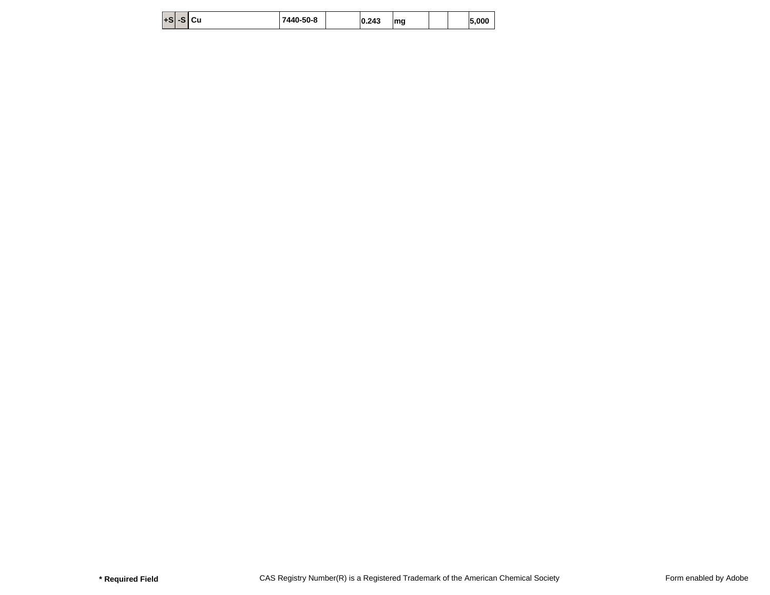| | | | | | | | | | |
|---|---|---|---|---|---|---|---|---|---|
| +S | -S | Cu | 7440-50-8 | | 0.243 | mg | | | 5,000 |

* Required Field

CAS Registry Number(R) is a Registered Trademark of the American Chemical Society

Form enabled by Adobe